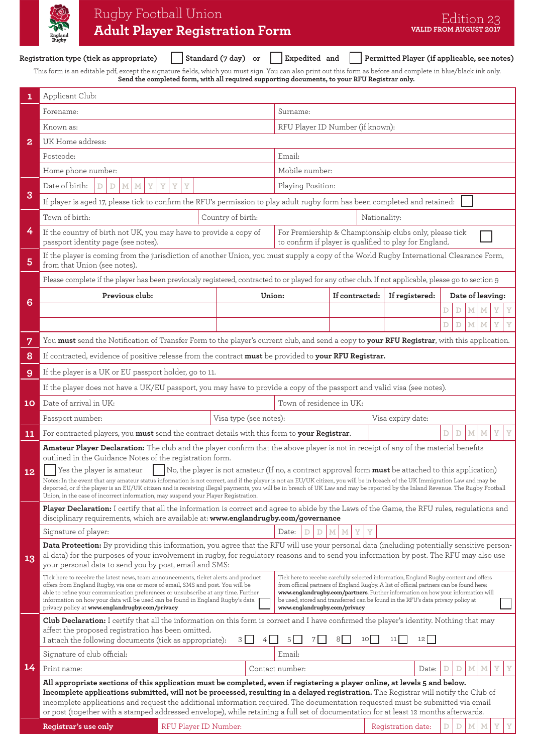# Rugby Football Union
## Adult Player Registration Form

Edition 23
**VALID FROM AUGUST 2017**

**Registration type (tick as appropriate)** ☐ **Standard (7 day) or** ☐ **Expedited and** ☐ **Permitted Player (if applicable, see notes)**

This form is an editable pdf, except the signature fields, which you must sign. You can also print out this form as before and complete in blue/black ink only.
**Send the completed form, with all required supporting documents, to your RFU Registrar only.**

**1** Applicant Club:

**2**

| | |
|---|---|
| Forename: | Surname: |
| Known as: | RFU Player ID Number (if known): |
| UK Home address: | |
| Postcode: | Email: |
| Home phone number: | Mobile number: |

**3**

| | |
|---|---|
| Date of birth: D D M M Y Y Y Y | Playing Position: |

If player is aged 17, please tick to confirm the RFU's permission to play adult rugby form has been completed and retained: ☐

**4**

| | | |
|---|---|---|
| Town of birth: | Country of birth: | Nationality: |

If the country of birth not UK, you may have to provide a copy of passport identity page (see notes).

For Premiership & Championship clubs only, please tick to confirm if player is qualified to play for England. ☐

**5** If the player is coming from the jurisdiction of another Union, you must supply a copy of the World Rugby International Clearance Form, from that Union (see notes).

**6** Please complete if the player has been previously registered, contracted to or played for any other club. If not applicable, please go to section 9

| Previous club: | Union: | If contracted: | If registered: | Date of leaving: |
|---|---|---|---|---|
| | | | | D D M M Y Y |
| | | | | D D M M Y Y |

**7** You **must** send the Notification of Transfer Form to the player's current club, and send a copy to **your RFU Registrar**, with this application.

**8** If contracted, evidence of positive release from the contract **must** be provided to **your RFU Registrar.**

**9** If the player is a UK or EU passport holder, go to 11.

**10** If the player does not have a UK/EU passport, you may have to provide a copy of the passport and valid visa (see notes).

| | | |
|---|---|---|
| Date of arrival in UK: | Town of residence in UK: | |
| Passport number: | Visa type (see notes): | Visa expiry date: |

**11** For contracted players, you **must** send the contract details with this form to **your Registrar**. D D M M Y Y

**12** **Amateur Player Declaration:** The club and the player confirm that the above player is not in receipt of any of the material benefits outlined in the Guidance Notes of the registration form.

☐ Yes the player is amateur ☐ No, the player is not amateur (If no, a contract approval form **must** be attached to this application)

Notes: In the event that any amateur status information is not correct, and if the player is not an EU/UK citizen, you will be in breach of the UK Immigration Law and may be deported, or if the player is an EU/UK citizen and is receiving illegal payments, you will be in breach of UK Law and may be reported by the Inland Revenue. The Rugby Football Union, in the case of incorrect information, may suspend your Player Registration.

**13** **Player Declaration:** I certify that all the information is correct and agree to abide by the Laws of the Game, the RFU rules, regulations and disciplinary requirements, which are available at: **www.englandrugby.com/governance**

| | |
|---|---|
| Signature of player: | Date: D D M M Y Y |

**Data Protection:** By providing this information, you agree that the RFU will use your personal data (including potentially sensitive personal data) for the purposes of your involvement in rugby, for regulatory reasons and to send you information by post. The RFU may also use your personal data to send you by post, email and SMS:

Tick here to receive the latest news, team announcements, ticket alerts and product offers from England Rugby, via one or more of email, SMS and post. You will be able to refine your communication preferences or unsubscribe at any time. Further information on how your data will be used can be found in England Rugby's data privacy policy at **www.englandrugby.com/privacy** ☐

Tick here to receive carefully selected information, England Rugby content and offers from official partners of England Rugby. A list of official partners can be found here: **www.englandrugby.com/partners**. Further information on how your information will be used, stored and transferred can be found in the RFU's data privacy policy at **www.englandrugby.com/privacy** ☐

**14** **Club Declaration:** I certify that all the information on this form is correct and I have confirmed the player's identity. Nothing that may affect the proposed registration has been omitted.
I attach the following documents (tick as appropriate): 3 ☐ 4 ☐ 5 ☐ 7 ☐ 8 ☐ 10 ☐ 11 ☐ 12 ☐

| | | |
|---|---|---|
| Signature of club official: | Email: | |
| Print name: | Contact number: | Date: D D M M Y Y |

**All appropriate sections of this application must be completed, even if registering a player online, at levels 5 and below. Incomplete applications submitted, will not be processed, resulting in a delayed registration.** The Registrar will notify the Club of incomplete applications and request the additional information required. The documentation requested must be submitted via email or post (together with a stamped addressed envelope), while retaining a full set of documentation for at least 12 months afterwards.

| **Registrar's use only** | RFU Player ID Number: | Registration date: D D M M Y Y |
|---|---|---|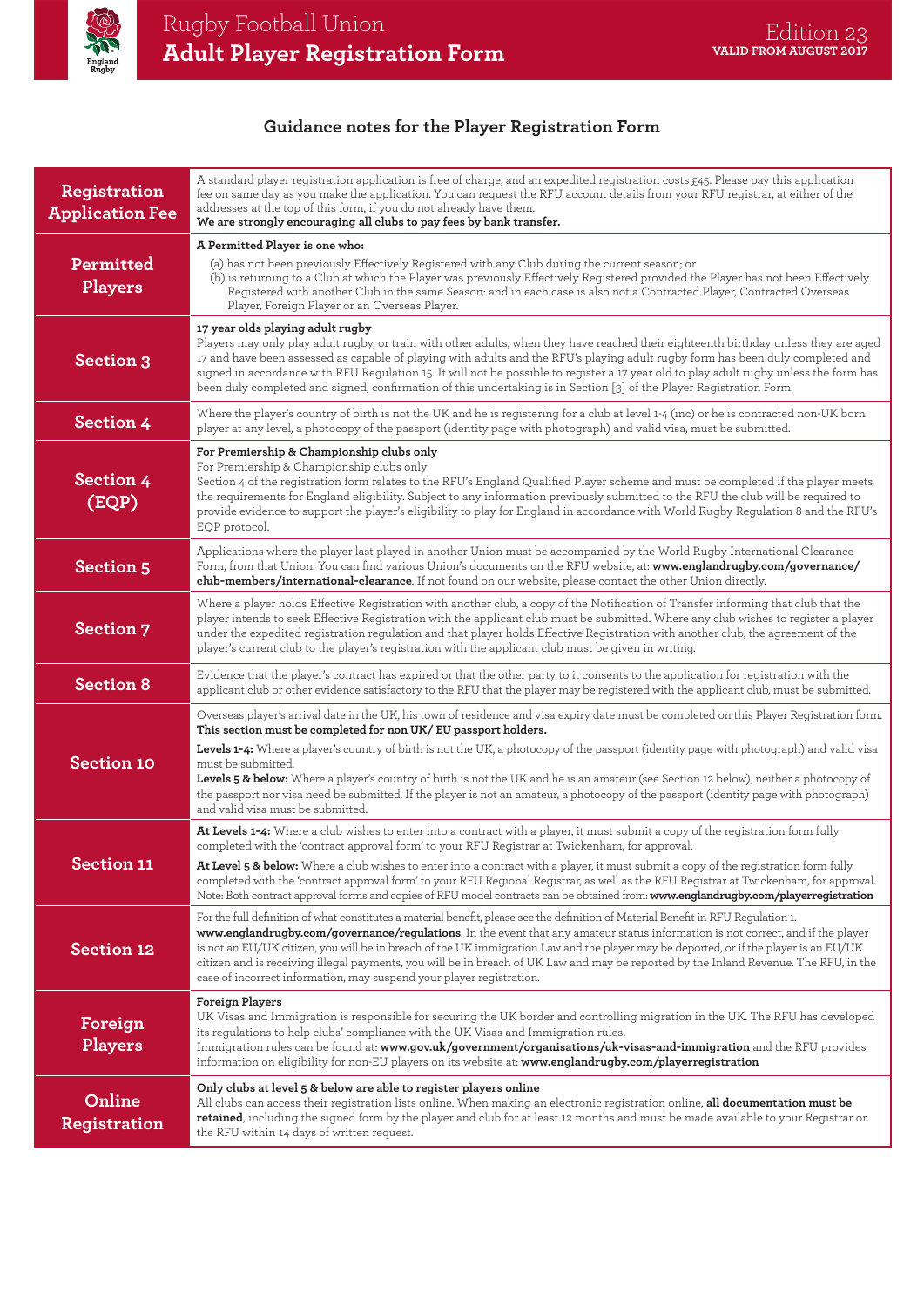# Rugby Football Union
## Adult Player Registration Form

Edition 23
**VALID FROM AUGUST 2017**

### Guidance notes for the Player Registration Form

| | |
|---|---|
| **Registration Application Fee** | A standard player registration application is free of charge, and an expedited registration costs £45. Please pay this application fee on same day as you make the application. You can request the RFU account details from your RFU registrar, at either of the addresses at the top of this form, if you do not already have them. **We are strongly encouraging all clubs to pay fees by bank transfer.** |
| **Permitted Players** | **A Permitted Player is one who:** (a) has not been previously Effectively Registered with any Club during the current season; or (b) is returning to a Club at which the Player was previously Effectively Registered provided the Player has not been Effectively Registered with another Club in the same Season: and in each case is also not a Contracted Player, Contracted Overseas Player, Foreign Player or an Overseas Player. |
| **Section 3** | **17 year olds playing adult rugby** Players may only play adult rugby, or train with other adults, when they have reached their eighteenth birthday unless they are aged 17 and have been assessed as capable of playing with adults and the RFU's playing adult rugby form has been duly completed and signed in accordance with RFU Regulation 15. It will not be possible to register a 17 year old to play adult rugby unless the form has been duly completed and signed, confirmation of this undertaking is in Section [3] of the Player Registration Form. |
| **Section 4** | Where the player's country of birth is not the UK and he is registering for a club at level 1-4 (inc) or he is contracted non-UK born player at any level, a photocopy of the passport (identity page with photograph) and valid visa, must be submitted. |
| **Section 4 (EQP)** | **For Premiership & Championship clubs only** For Premiership & Championship clubs only Section 4 of the registration form relates to the RFU's England Qualified Player scheme and must be completed if the player meets the requirements for England eligibility. Subject to any information previously submitted to the RFU the club will be required to provide evidence to support the player's eligibility to play for England in accordance with World Rugby Regulation 8 and the RFU's EQP protocol. |
| **Section 5** | Applications where the player last played in another Union must be accompanied by the World Rugby International Clearance Form, from that Union. You can find various Union's documents on the RFU website, at: **www.englandrugby.com/governance/club-members/international-clearance**. If not found on our website, please contact the other Union directly. |
| **Section 7** | Where a player holds Effective Registration with another club, a copy of the Notification of Transfer informing that club that the player intends to seek Effective Registration with the applicant club must be submitted. Where any club wishes to register a player under the expedited registration regulation and that player holds Effective Registration with another club, the agreement of the player's current club to the player's registration with the applicant club must be given in writing. |
| **Section 8** | Evidence that the player's contract has expired or that the other party to it consents to the application for registration with the applicant club or other evidence satisfactory to the RFU that the player may be registered with the applicant club, must be submitted. |
| **Section 10** | Overseas player's arrival date in the UK, his town of residence and visa expiry date must be completed on this Player Registration form. **This section must be completed for non UK/ EU passport holders.** **Levels 1-4:** Where a player's country of birth is not the UK, a photocopy of the passport (identity page with photograph) and valid visa must be submitted. **Levels 5 & below:** Where a player's country of birth is not the UK and he is an amateur (see Section 12 below), neither a photocopy of the passport nor visa need be submitted. If the player is not an amateur, a photocopy of the passport (identity page with photograph) and valid visa must be submitted. |
| **Section 11** | **At Levels 1-4:** Where a club wishes to enter into a contract with a player, it must submit a copy of the registration form fully completed with the 'contract approval form' to your RFU Registrar at Twickenham, for approval. **At Level 5 & below:** Where a club wishes to enter into a contract with a player, it must submit a copy of the registration form fully completed with the 'contract approval form' to your RFU Regional Registrar, as well as the RFU Registrar at Twickenham, for approval. Note: Both contract approval forms and copies of RFU model contracts can be obtained from: **www.englandrugby.com/playerregistration** |
| **Section 12** | For the full definition of what constitutes a material benefit, please see the definition of Material Benefit in RFU Regulation 1. **www.englandrugby.com/governance/regulations**. In the event that any amateur status information is not correct, and if the player is not an EU/UK citizen, you will be in breach of the UK immigration Law and the player may be deported, or if the player is an EU/UK citizen and is receiving illegal payments, you will be in breach of UK Law and may be reported by the Inland Revenue. The RFU, in the case of incorrect information, may suspend your player registration. |
| **Foreign Players** | **Foreign Players** UK Visas and Immigration is responsible for securing the UK border and controlling migration in the UK. The RFU has developed its regulations to help clubs' compliance with the UK Visas and Immigration rules. Immigration rules can be found at: **www.gov.uk/government/organisations/uk-visas-and-immigration** and the RFU provides information on eligibility for non-EU players on its website at: **www.englandrugby.com/playerregistration** |
| **Online Registration** | **Only clubs at level 5 & below are able to register players online** All clubs can access their registration lists online. When making an electronic registration online, **all documentation must be retained**, including the signed form by the player and club for at least 12 months and must be made available to your Registrar or the RFU within 14 days of written request. |